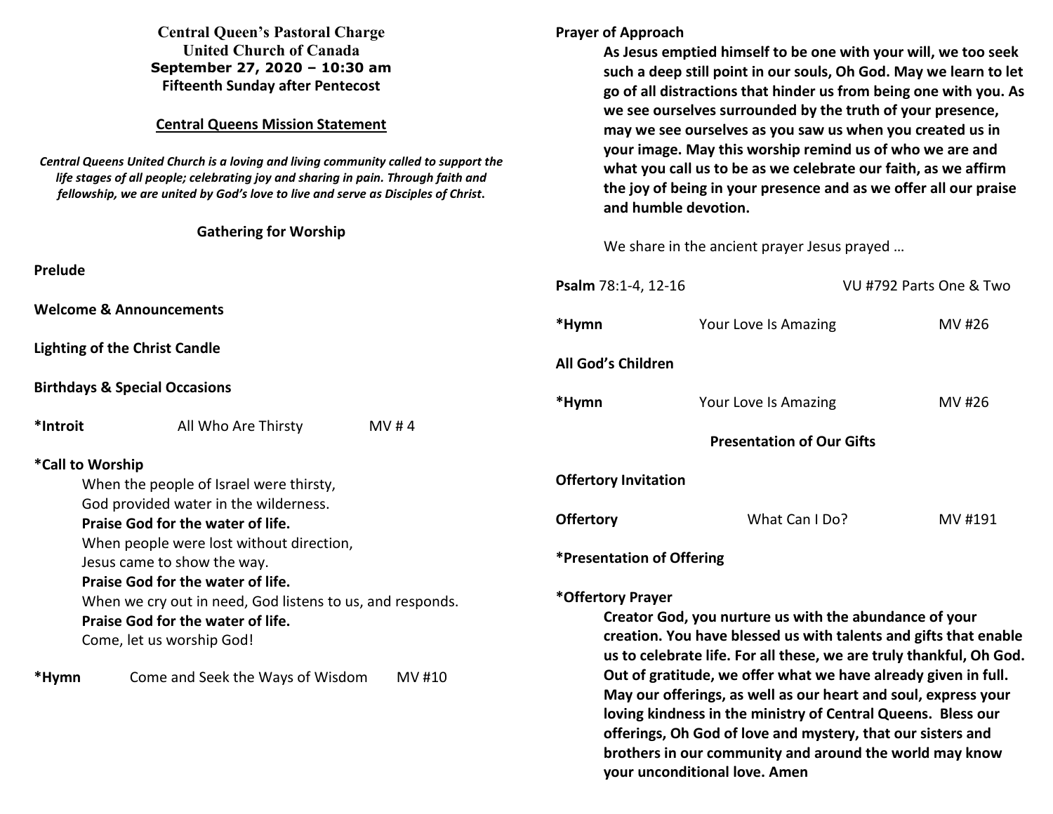**Central Queen's Pastoral Charge**
**United Church of Canada**
**September 27, 2020 – 10:30 am**
**Fifteenth Sunday after Pentecost**

## Central Queens Mission Statement

***Central Queens United Church is a loving and living community called to support the life stages of all people; celebrating joy and sharing in pain. Through faith and fellowship, we are united by God's love to live and serve as Disciples of Christ.***

### Gathering for Worship

**Prelude**

**Welcome & Announcements**

**Lighting of the Christ Candle**

**Birthdays & Special Occasions**

**\*Introit** All Who Are Thirsty MV # 4

**\*Call to Worship**

When the people of Israel were thirsty,
God provided water in the wilderness.
**Praise God for the water of life.**
When people were lost without direction,
Jesus came to show the way.
**Praise God for the water of life.**
When we cry out in need, God listens to us, and responds.
**Praise God for the water of life.**
Come, let us worship God!

**\*Hymn** Come and Seek the Ways of Wisdom MV #10

**Prayer of Approach**

**As Jesus emptied himself to be one with your will, we too seek such a deep still point in our souls, Oh God. May we learn to let go of all distractions that hinder us from being one with you. As we see ourselves surrounded by the truth of your presence, may we see ourselves as you saw us when you created us in your image. May this worship remind us of who we are and what you call us to be as we celebrate our faith, as we affirm the joy of being in your presence and as we offer all our praise and humble devotion.**

We share in the ancient prayer Jesus prayed …

**Psalm** 78:1-4, 12-16 VU #792 Parts One & Two

**\*Hymn** Your Love Is Amazing MV #26

**All God's Children**

**\*Hymn** Your Love Is Amazing MV #26

### Presentation of Our Gifts

**Offertory Invitation**

**Offertory** What Can I Do? MV #191

**\*Presentation of Offering**

**\*Offertory Prayer**

**Creator God, you nurture us with the abundance of your creation. You have blessed us with talents and gifts that enable us to celebrate life. For all these, we are truly thankful, Oh God. Out of gratitude, we offer what we have already given in full. May our offerings, as well as our heart and soul, express your loving kindness in the ministry of Central Queens. Bless our offerings, Oh God of love and mystery, that our sisters and brothers in our community and around the world may know your unconditional love. Amen**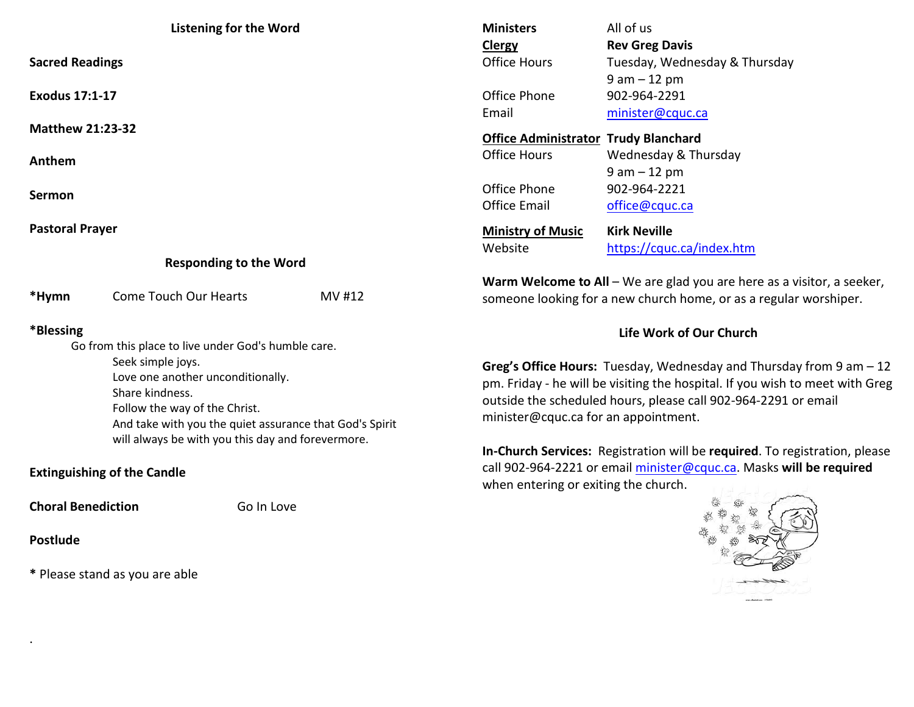## Listening for the Word

**Sacred Readings**

**Exodus 17:1-17**

**Matthew 21:23-32**

**Anthem**

**Sermon**

**Pastoral Prayer**

## Responding to the Word

**\*Hymn** Come Touch Our Hearts MV #12

**\*Blessing**

Go from this place to live under God's humble care.
Seek simple joys.
Love one another unconditionally.
Share kindness.
Follow the way of the Christ.
And take with you the quiet assurance that God's Spirit will always be with you this day and forevermore.

**Extinguishing of the Candle**

**Choral Benediction** Go In Love

**Postlude**

**\*** Please stand as you are able

.

| | |
|---|---|
| **Ministers** | All of us |
| **Clergy** | **Rev Greg Davis** |
| Office Hours | Tuesday, Wednesday & Thursday 9 am – 12 pm |
| Office Phone | 902-964-2291 |
| Email | minister@cquc.ca |
| **Office Administrator** | **Trudy Blanchard** |
| Office Hours | Wednesday & Thursday 9 am – 12 pm |
| Office Phone | 902-964-2221 |
| Office Email | office@cquc.ca |
| **Ministry of Music** | **Kirk Neville** |
| Website | https://cquc.ca/index.htm |

**Warm Welcome to All** – We are glad you are here as a visitor, a seeker, someone looking for a new church home, or as a regular worshiper.

## Life Work of Our Church

**Greg's Office Hours:** Tuesday, Wednesday and Thursday from 9 am – 12 pm. Friday - he will be visiting the hospital. If you wish to meet with Greg outside the scheduled hours, please call 902-964-2291 or email minister@cquc.ca for an appointment.

**In-Church Services:** Registration will be **required**. To registration, please call 902-964-2221 or email minister@cquc.ca. Masks **will be required** when entering or exiting the church.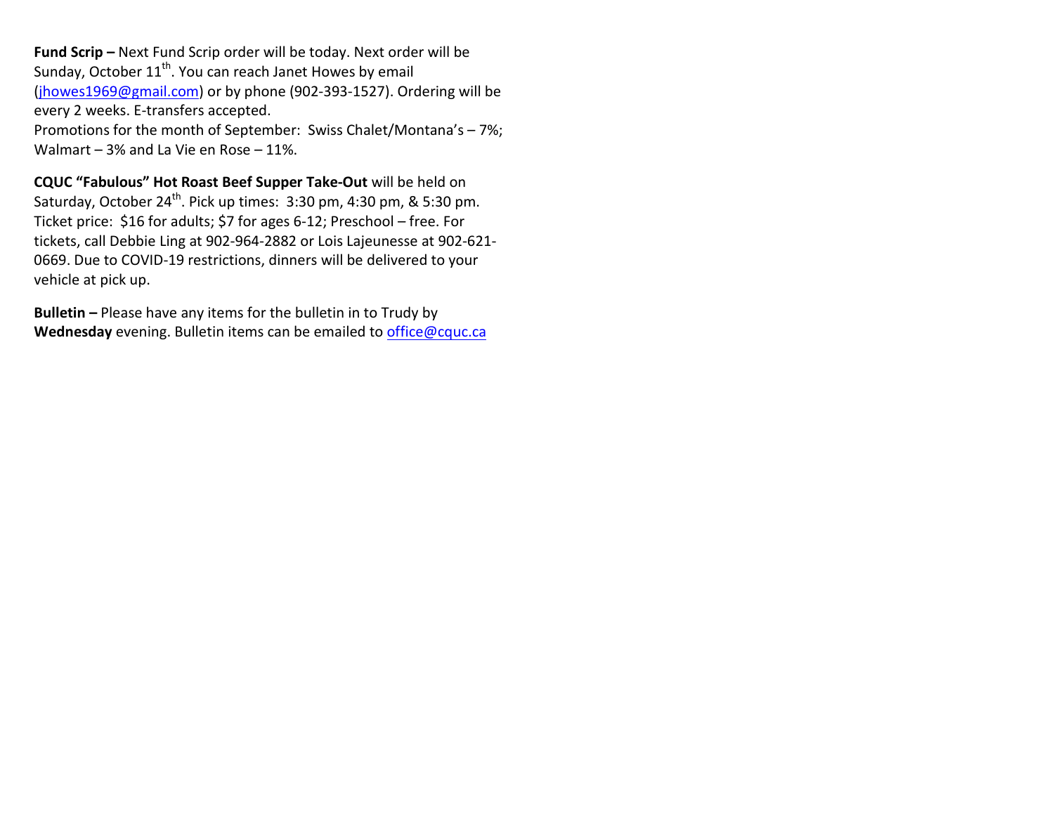**Fund Scrip –** Next Fund Scrip order will be today. Next order will be Sunday, October 11th. You can reach Janet Howes by email (jhowes1969@gmail.com) or by phone (902-393-1527). Ordering will be every 2 weeks. E-transfers accepted.
Promotions for the month of September: Swiss Chalet/Montana's – 7%; Walmart – 3% and La Vie en Rose – 11%.

**CQUC "Fabulous" Hot Roast Beef Supper Take-Out** will be held on Saturday, October 24th. Pick up times: 3:30 pm, 4:30 pm, & 5:30 pm. Ticket price: $16 for adults; $7 for ages 6-12; Preschool – free. For tickets, call Debbie Ling at 902-964-2882 or Lois Lajeunesse at 902-621-0669. Due to COVID-19 restrictions, dinners will be delivered to your vehicle at pick up.

**Bulletin –** Please have any items for the bulletin in to Trudy by **Wednesday** evening. Bulletin items can be emailed to office@cquc.ca